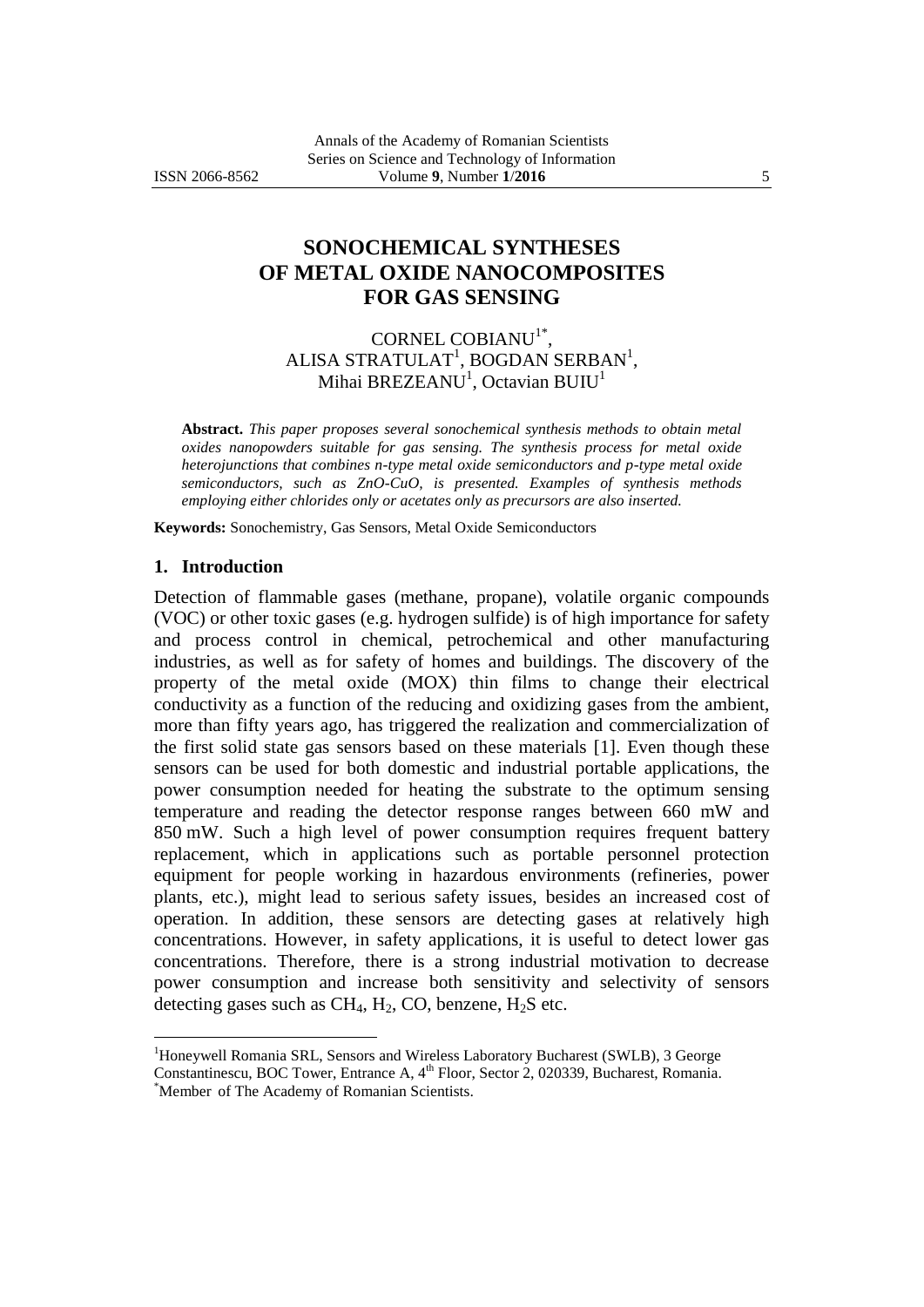# SONOCHEMICAL SYNTHESES OF METAL OXIDE NANOCOMPOSITES FOR GAS SENSING

CORNEL COBIANU[1*], ALISA STRATULAT[1], BOGDAN SERBAN[1], Mihai BREZEANU[1], Octavian BUIU[1]

**Abstract.** *This paper proposes several sonochemical synthesis methods to obtain metal oxides nanopowders suitable for gas sensing. The synthesis process for metal oxide heterojunctions that combines n-type metal oxide semiconductors and p-type metal oxide semiconductors, such as ZnO-CuO, is presented. Examples of synthesis methods employing either chlorides only or acetates only as precursors are also inserted.*

**Keywords:** Sonochemistry, Gas Sensors, Metal Oxide Semiconductors

## 1. Introduction

Detection of flammable gases (methane, propane), volatile organic compounds (VOC) or other toxic gases (e.g. hydrogen sulfide) is of high importance for safety and process control in chemical, petrochemical and other manufacturing industries, as well as for safety of homes and buildings. The discovery of the property of the metal oxide (MOX) thin films to change their electrical conductivity as a function of the reducing and oxidizing gases from the ambient, more than fifty years ago, has triggered the realization and commercialization of the first solid state gas sensors based on these materials [1]. Even though these sensors can be used for both domestic and industrial portable applications, the power consumption needed for heating the substrate to the optimum sensing temperature and reading the detector response ranges between 660 mW and 850 mW. Such a high level of power consumption requires frequent battery replacement, which in applications such as portable personnel protection equipment for people working in hazardous environments (refineries, power plants, etc.), might lead to serious safety issues, besides an increased cost of operation. In addition, these sensors are detecting gases at relatively high concentrations. However, in safety applications, it is useful to detect lower gas concentrations. Therefore, there is a strong industrial motivation to decrease power consumption and increase both sensitivity and selectivity of sensors detecting gases such as $CH_4$, $H_2$, CO, benzene, $H_2S$ etc.

---

[1] Honeywell Romania SRL, Sensors and Wireless Laboratory Bucharest (SWLB), 3 George Constantinescu, BOC Tower, Entrance A, 4th Floor, Sector 2, 020339, Bucharest, Romania.

[*] Member of The Academy of Romanian Scientists.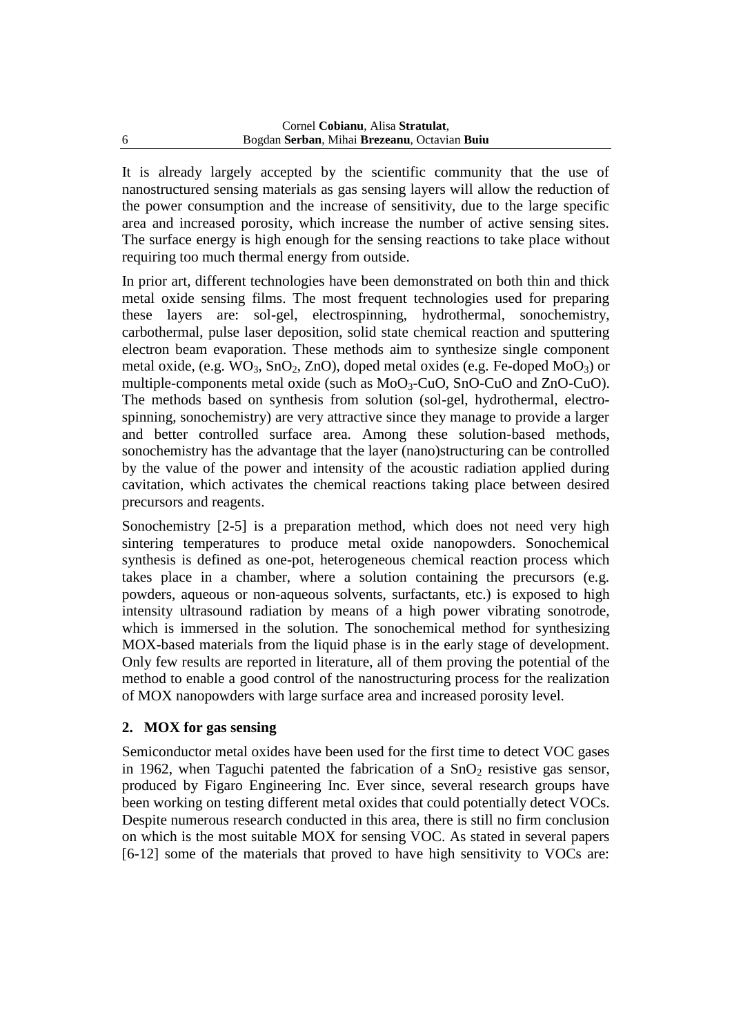It is already largely accepted by the scientific community that the use of nanostructured sensing materials as gas sensing layers will allow the reduction of the power consumption and the increase of sensitivity, due to the large specific area and increased porosity, which increase the number of active sensing sites. The surface energy is high enough for the sensing reactions to take place without requiring too much thermal energy from outside.

In prior art, different technologies have been demonstrated on both thin and thick metal oxide sensing films. The most frequent technologies used for preparing these layers are: sol-gel, electrospinning, hydrothermal, sonochemistry, carbothermal, pulse laser deposition, solid state chemical reaction and sputtering electron beam evaporation. These methods aim to synthesize single component metal oxide, (e.g. $WO_3$, $SnO_2$, ZnO), doped metal oxides (e.g. Fe-doped $MoO_3$) or multiple-components metal oxide (such as $MoO_3$-CuO, SnO-CuO and ZnO-CuO). The methods based on synthesis from solution (sol-gel, hydrothermal, electro-spinning, sonochemistry) are very attractive since they manage to provide a larger and better controlled surface area. Among these solution-based methods, sonochemistry has the advantage that the layer (nano)structuring can be controlled by the value of the power and intensity of the acoustic radiation applied during cavitation, which activates the chemical reactions taking place between desired precursors and reagents.

Sonochemistry [2-5] is a preparation method, which does not need very high sintering temperatures to produce metal oxide nanopowders. Sonochemical synthesis is defined as one-pot, heterogeneous chemical reaction process which takes place in a chamber, where a solution containing the precursors (e.g. powders, aqueous or non-aqueous solvents, surfactants, etc.) is exposed to high intensity ultrasound radiation by means of a high power vibrating sonotrode, which is immersed in the solution. The sonochemical method for synthesizing MOX-based materials from the liquid phase is in the early stage of development. Only few results are reported in literature, all of them proving the potential of the method to enable a good control of the nanostructuring process for the realization of MOX nanopowders with large surface area and increased porosity level.

## 2. MOX for gas sensing

Semiconductor metal oxides have been used for the first time to detect VOC gases in 1962, when Taguchi patented the fabrication of a $SnO_2$ resistive gas sensor, produced by Figaro Engineering Inc. Ever since, several research groups have been working on testing different metal oxides that could potentially detect VOCs. Despite numerous research conducted in this area, there is still no firm conclusion on which is the most suitable MOX for sensing VOC. As stated in several papers [6-12] some of the materials that proved to have high sensitivity to VOCs are: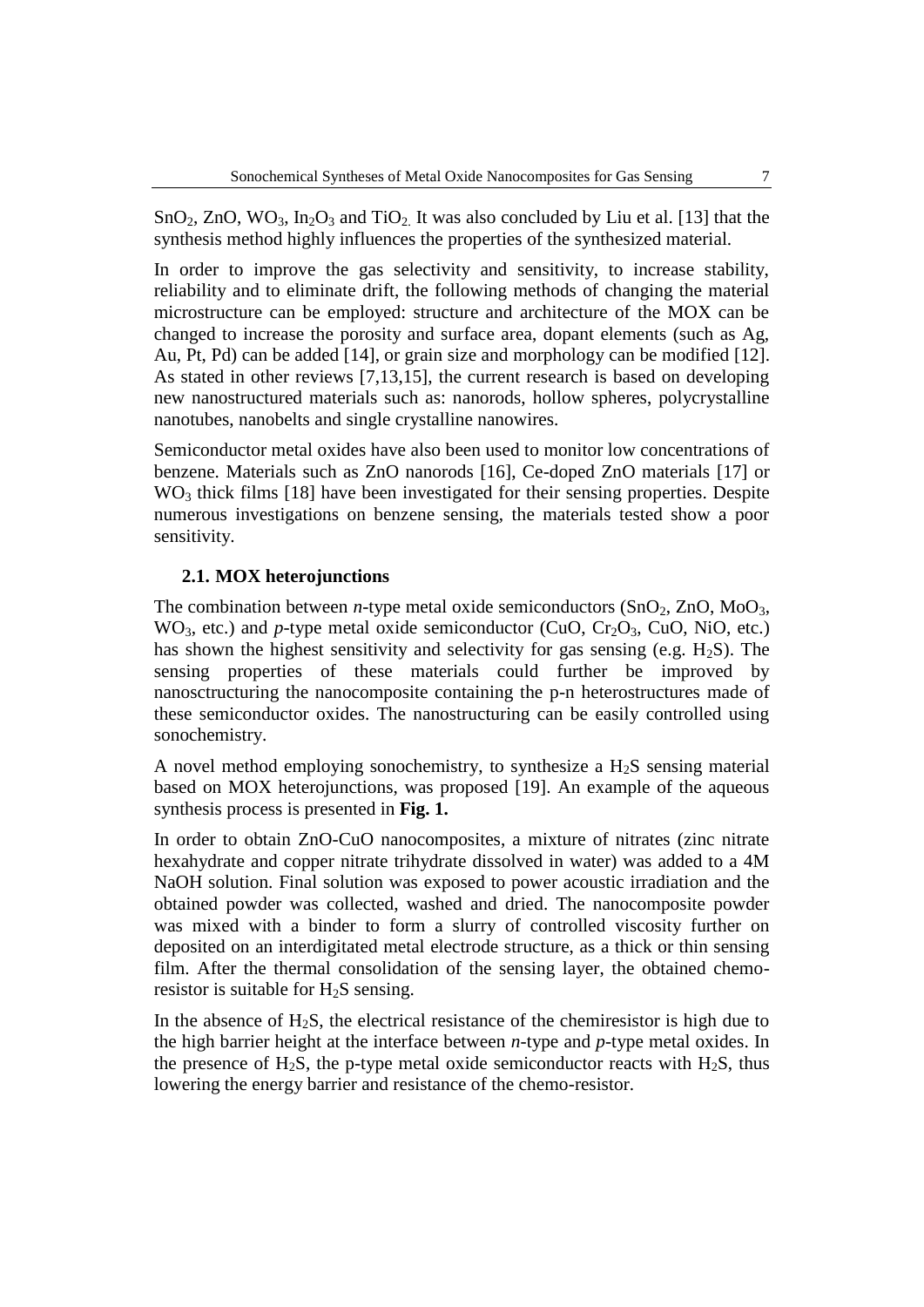$SnO_2$, $ZnO$, $WO_3$, $In_2O_3$ and $TiO_2$. It was also concluded by Liu et al. [13] that the synthesis method highly influences the properties of the synthesized material.

In order to improve the gas selectivity and sensitivity, to increase stability, reliability and to eliminate drift, the following methods of changing the material microstructure can be employed: structure and architecture of the MOX can be changed to increase the porosity and surface area, dopant elements (such as Ag, Au, Pt, Pd) can be added [14], or grain size and morphology can be modified [12]. As stated in other reviews [7,13,15], the current research is based on developing new nanostructured materials such as: nanorods, hollow spheres, polycrystalline nanotubes, nanobelts and single crystalline nanowires.

Semiconductor metal oxides have also been used to monitor low concentrations of benzene. Materials such as ZnO nanorods [16], Ce-doped ZnO materials [17] or $WO_3$ thick films [18] have been investigated for their sensing properties. Despite numerous investigations on benzene sensing, the materials tested show a poor sensitivity.

### 2.1. MOX heterojunctions

The combination between *n*-type metal oxide semiconductors ($SnO_2$, $ZnO$, $MoO_3$, $WO_3$, etc.) and *p*-type metal oxide semiconductor ($CuO$, $Cr_2O_3$, $CuO$, $NiO$, etc.) has shown the highest sensitivity and selectivity for gas sensing (e.g. $H_2S$). The sensing properties of these materials could further be improved by nanosctructuring the nanocomposite containing the p-n heterostructures made of these semiconductor oxides. The nanostructuring can be easily controlled using sonochemistry.

A novel method employing sonochemistry, to synthesize a $H_2S$ sensing material based on MOX heterojunctions, was proposed [19]. An example of the aqueous synthesis process is presented in **Fig. 1.**

In order to obtain ZnO-CuO nanocomposites, a mixture of nitrates (zinc nitrate hexahydrate and copper nitrate trihydrate dissolved in water) was added to a 4M NaOH solution. Final solution was exposed to power acoustic irradiation and the obtained powder was collected, washed and dried. The nanocomposite powder was mixed with a binder to form a slurry of controlled viscosity further on deposited on an interdigitated metal electrode structure, as a thick or thin sensing film. After the thermal consolidation of the sensing layer, the obtained chemo-resistor is suitable for $H_2S$ sensing.

In the absence of $H_2S$, the electrical resistance of the chemiresistor is high due to the high barrier height at the interface between *n*-type and *p*-type metal oxides. In the presence of $H_2S$, the p-type metal oxide semiconductor reacts with $H_2S$, thus lowering the energy barrier and resistance of the chemo-resistor.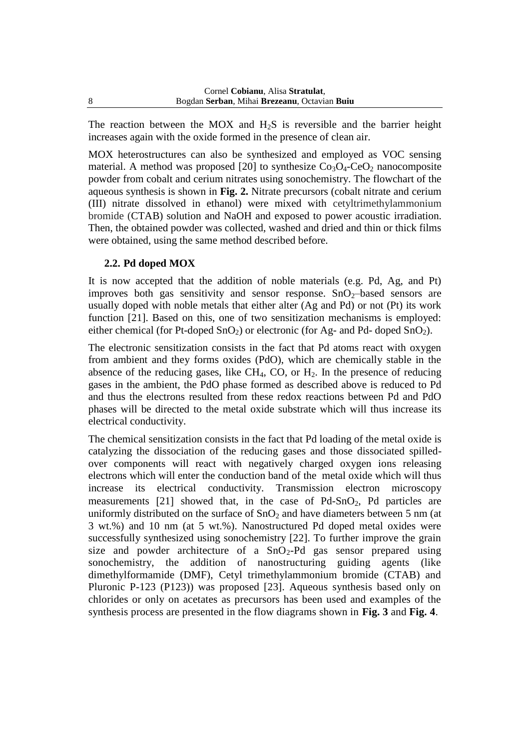The reaction between the MOX and $H_2S$ is reversible and the barrier height increases again with the oxide formed in the presence of clean air.

MOX heterostructures can also be synthesized and employed as VOC sensing material. A method was proposed [20] to synthesize $Co_3O_4$-$CeO_2$ nanocomposite powder from cobalt and cerium nitrates using sonochemistry. The flowchart of the aqueous synthesis is shown in **Fig. 2.** Nitrate precursors (cobalt nitrate and cerium (III) nitrate dissolved in ethanol) were mixed with cetyltrimethylammonium bromide (CTAB) solution and NaOH and exposed to power acoustic irradiation. Then, the obtained powder was collected, washed and dried and thin or thick films were obtained, using the same method described before.

### 2.2. Pd doped MOX

It is now accepted that the addition of noble materials (e.g. Pd, Ag, and Pt) improves both gas sensitivity and sensor response. $SnO_2$–based sensors are usually doped with noble metals that either alter (Ag and Pd) or not (Pt) its work function [21]. Based on this, one of two sensitization mechanisms is employed: either chemical (for Pt-doped $SnO_2$) or electronic (for Ag- and Pd- doped $SnO_2$).

The electronic sensitization consists in the fact that Pd atoms react with oxygen from ambient and they forms oxides (PdO), which are chemically stable in the absence of the reducing gases, like $CH_4$, CO, or $H_2$. In the presence of reducing gases in the ambient, the PdO phase formed as described above is reduced to Pd and thus the electrons resulted from these redox reactions between Pd and PdO phases will be directed to the metal oxide substrate which will thus increase its electrical conductivity.

The chemical sensitization consists in the fact that Pd loading of the metal oxide is catalyzing the dissociation of the reducing gases and those dissociated spilled-over components will react with negatively charged oxygen ions releasing electrons which will enter the conduction band of the metal oxide which will thus increase its electrical conductivity. Transmission electron microscopy measurements [21] showed that, in the case of Pd-$SnO_2$, Pd particles are uniformly distributed on the surface of $SnO_2$ and have diameters between 5 nm (at 3 wt.%) and 10 nm (at 5 wt.%). Nanostructured Pd doped metal oxides were successfully synthesized using sonochemistry [22]. To further improve the grain size and powder architecture of a $SnO_2$-Pd gas sensor prepared using sonochemistry, the addition of nanostructuring guiding agents (like dimethylformamide (DMF), Cetyl trimethylammonium bromide (CTAB) and Pluronic P-123 (P123)) was proposed [23]. Aqueous synthesis based only on chlorides or only on acetates as precursors has been used and examples of the synthesis process are presented in the flow diagrams shown in **Fig. 3** and **Fig. 4**.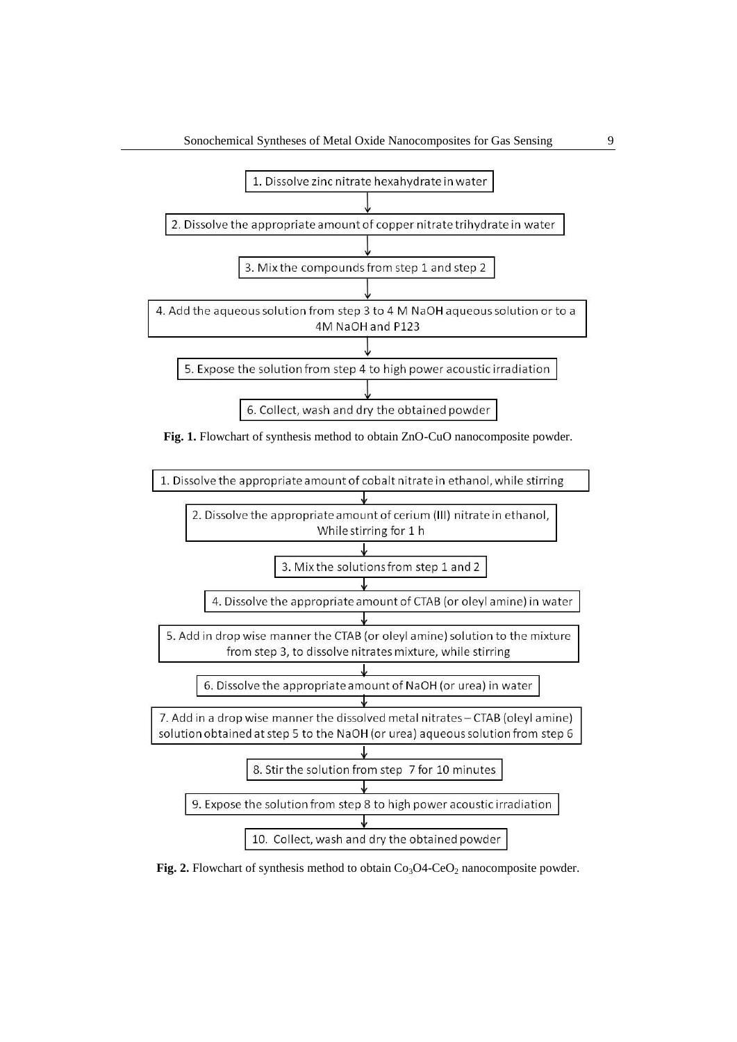1. Dissolve zinc nitrate hexahydrate in water

↓

2. Dissolve the appropriate amount of copper nitrate trihydrate in water

↓

3. Mix the compounds from step 1 and step 2

↓

4. Add the aqueous solution from step 3 to 4 M NaOH aqueous solution or to a 4M NaOH and P123

↓

5. Expose the solution from step 4 to high power acoustic irradiation

↓

6. Collect, wash and dry the obtained powder

**Fig. 1.** Flowchart of synthesis method to obtain ZnO-CuO nanocomposite powder.

1. Dissolve the appropriate amount of cobalt nitrate in ethanol, while stirring

↓

2. Dissolve the appropriate amount of cerium (III) nitrate in ethanol, While stirring for 1 h

↓

3. Mix the solutions from step 1 and 2

↓

4. Dissolve the appropriate amount of CTAB (or oleyl amine) in water

↓

5. Add in drop wise manner the CTAB (or oleyl amine) solution to the mixture from step 3, to dissolve nitrates mixture, while stirring

↓

6. Dissolve the appropriate amount of NaOH (or urea) in water

↓

7. Add in a drop wise manner the dissolved metal nitrates – CTAB (oleyl amine) solution obtained at step 5 to the NaOH (or urea) aqueous solution from step 6

↓

8. Stir the solution from step 7 for 10 minutes

↓

9. Expose the solution from step 8 to high power acoustic irradiation

↓

10. Collect, wash and dry the obtained powder

**Fig. 2.** Flowchart of synthesis method to obtain $Co_3O4$-$CeO_2$ nanocomposite powder.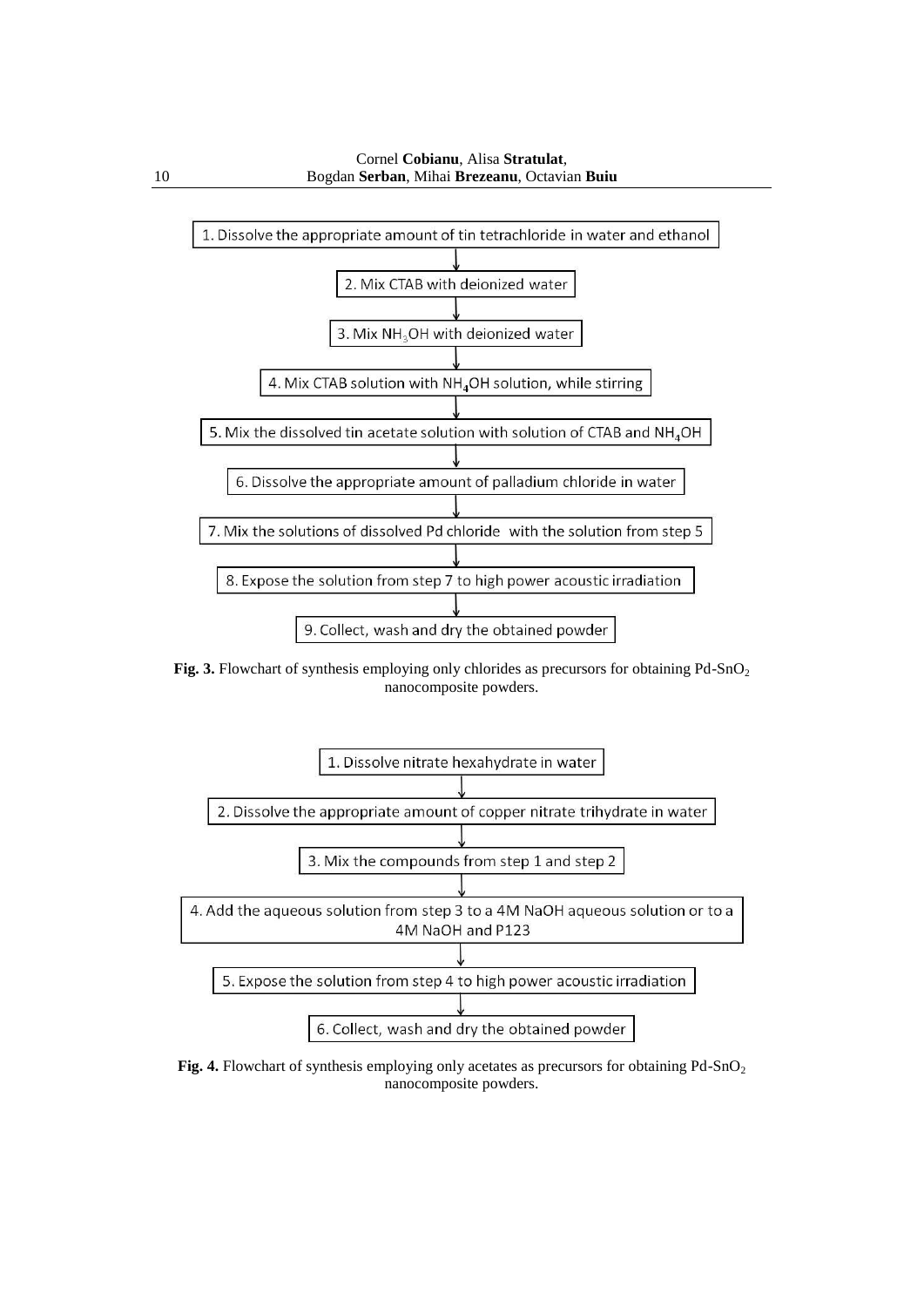1. Dissolve the appropriate amount of tin tetrachloride in water and ethanol

↓

2. Mix CTAB with deionized water

↓

3. Mix $NH_3OH$ with deionized water

↓

4. Mix CTAB solution with $NH_4OH$ solution, while stirring

↓

5. Mix the dissolved tin acetate solution with solution of CTAB and $NH_4OH$

↓

6. Dissolve the appropriate amount of palladium chloride in water

↓

7. Mix the solutions of dissolved Pd chloride with the solution from step 5

↓

8. Expose the solution from step 7 to high power acoustic irradiation

↓

9. Collect, wash and dry the obtained powder

**Fig. 3.** Flowchart of synthesis employing only chlorides as precursors for obtaining Pd-$SnO_2$ nanocomposite powders.

1. Dissolve nitrate hexahydrate in water

↓

2. Dissolve the appropriate amount of copper nitrate trihydrate in water

↓

3. Mix the compounds from step 1 and step 2

↓

4. Add the aqueous solution from step 3 to a 4M NaOH aqueous solution or to a 4M NaOH and P123

↓

5. Expose the solution from step 4 to high power acoustic irradiation

↓

6. Collect, wash and dry the obtained powder

**Fig. 4.** Flowchart of synthesis employing only acetates as precursors for obtaining Pd-$SnO_2$ nanocomposite powders.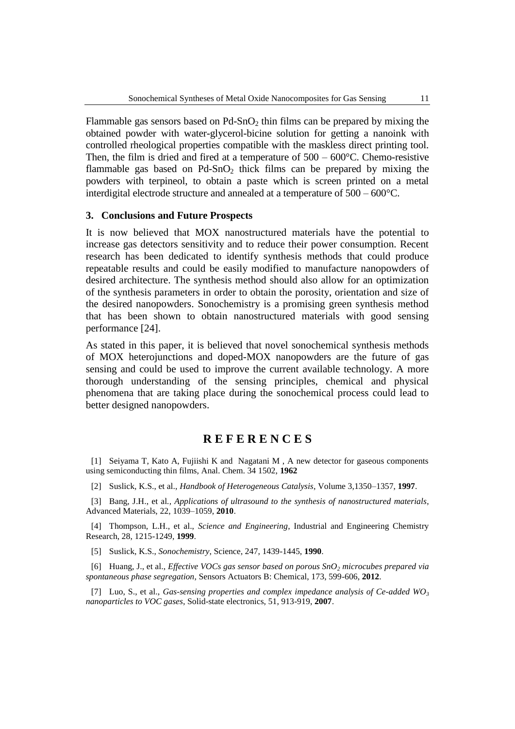Flammable gas sensors based on Pd-$SnO_2$ thin films can be prepared by mixing the obtained powder with water-glycerol-bicine solution for getting a nanoink with controlled rheological properties compatible with the maskless direct printing tool. Then, the film is dried and fired at a temperature of 500 – 600°C. Chemo-resistive flammable gas based on Pd-$SnO_2$ thick films can be prepared by mixing the powders with terpineol, to obtain a paste which is screen printed on a metal interdigital electrode structure and annealed at a temperature of 500 – 600°C.

## 3. Conclusions and Future Prospects

It is now believed that MOX nanostructured materials have the potential to increase gas detectors sensitivity and to reduce their power consumption. Recent research has been dedicated to identify synthesis methods that could produce repeatable results and could be easily modified to manufacture nanopowders of desired architecture. The synthesis method should also allow for an optimization of the synthesis parameters in order to obtain the porosity, orientation and size of the desired nanopowders. Sonochemistry is a promising green synthesis method that has been shown to obtain nanostructured materials with good sensing performance [24].

As stated in this paper, it is believed that novel sonochemical synthesis methods of MOX heterojunctions and doped-MOX nanopowders are the future of gas sensing and could be used to improve the current available technology. A more thorough understanding of the sensing principles, chemical and physical phenomena that are taking place during the sonochemical process could lead to better designed nanopowders.

# R E F E R E N C E S

[1] Seiyama T, Kato A, Fujiishi K and Nagatani M , A new detector for gaseous components using semiconducting thin films, Anal. Chem. 34 1502, **1962**

[2] Suslick, K.S., et al., *Handbook of Heterogeneous Catalysis*, Volume 3,1350–1357, **1997**.

[3] Bang, J.H., et al., *Applications of ultrasound to the synthesis of nanostructured materials*, Advanced Materials, 22, 1039–1059, **2010**.

[4] Thompson, L.H., et al., *Science and Engineering*, Industrial and Engineering Chemistry Research, 28, 1215-1249, **1999**.

[5] Suslick, K.S., *Sonochemistry*, Science, 247, 1439-1445, **1990**.

[6] Huang, J., et al., *Effective VOCs gas sensor based on porous $SnO_2$ microcubes prepared via spontaneous phase segregation*, Sensors Actuators B: Chemical, 173, 599-606, **2012**.

[7] Luo, S., et al., *Gas-sensing properties and complex impedance analysis of Ce-added $WO_3$ nanoparticles to VOC gases*, Solid-state electronics, 51, 913-919, **2007**.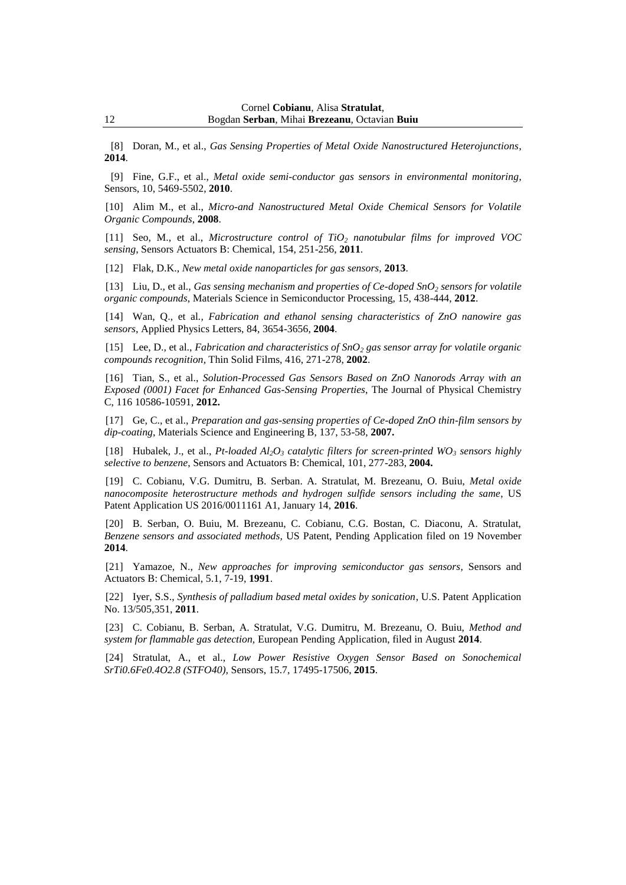[8] Doran, M., et al., *Gas Sensing Properties of Metal Oxide Nanostructured Heterojunctions*, **2014**.

[9] Fine, G.F., et al., *Metal oxide semi-conductor gas sensors in environmental monitoring*, Sensors, 10, 5469-5502, **2010**.

[10] Alim M., et al., *Micro-and Nanostructured Metal Oxide Chemical Sensors for Volatile Organic Compounds*, **2008**.

[11] Seo, M., et al., *Microstructure control of $TiO_2$ nanotubular films for improved VOC sensing*, Sensors Actuators B: Chemical, 154, 251-256, **2011**.

[12] Flak, D.K., *New metal oxide nanoparticles for gas sensors*, **2013**.

[13] Liu, D., et al., *Gas sensing mechanism and properties of Ce-doped $SnO_2$ sensors for volatile organic compounds*, Materials Science in Semiconductor Processing, 15, 438-444, **2012**.

[14] Wan, Q., et al., *Fabrication and ethanol sensing characteristics of ZnO nanowire gas sensors*, Applied Physics Letters, 84, 3654-3656, **2004**.

[15] Lee, D., et al., *Fabrication and characteristics of $SnO_2$ gas sensor array for volatile organic compounds recognition*, Thin Solid Films, 416, 271-278, **2002**.

[16] Tian, S., et al., *Solution-Processed Gas Sensors Based on ZnO Nanorods Array with an Exposed (0001) Facet for Enhanced Gas-Sensing Properties*, The Journal of Physical Chemistry C, 116 10586-10591, **2012.**

[17] Ge, C., et al., *Preparation and gas-sensing properties of Ce-doped ZnO thin-film sensors by dip-coating*, Materials Science and Engineering B, 137, 53-58, **2007.**

[18] Hubalek, J., et al., *Pt-loaded $Al_2O_3$ catalytic filters for screen-printed $WO_3$ sensors highly selective to benzene*, Sensors and Actuators B: Chemical, 101, 277-283, **2004.**

[19] C. Cobianu, V.G. Dumitru, B. Serban. A. Stratulat, M. Brezeanu, O. Buiu, *Metal oxide nanocomposite heterostructure methods and hydrogen sulfide sensors including the same*, US Patent Application US 2016/0011161 A1, January 14, **2016**.

[20] B. Serban, O. Buiu, M. Brezeanu, C. Cobianu, C.G. Bostan, C. Diaconu, A. Stratulat, *Benzene sensors and associated methods,* US Patent, Pending Application filed on 19 November **2014**.

[21] Yamazoe, N., *New approaches for improving semiconductor gas sensors*, Sensors and Actuators B: Chemical, 5.1, 7-19, **1991**.

[22] Iyer, S.S., *Synthesis of palladium based metal oxides by sonication*, U.S. Patent Application No. 13/505,351, **2011**.

[23] C. Cobianu, B. Serban, A. Stratulat, V.G. Dumitru, M. Brezeanu, O. Buiu, *Method and system for flammable gas detection*, European Pending Application, filed in August **2014**.

[24] Stratulat, A., et al., *Low Power Resistive Oxygen Sensor Based on Sonochemical SrTi0.6Fe0.4O2.8 (STFO40)*, Sensors, 15.7, 17495-17506, **2015**.